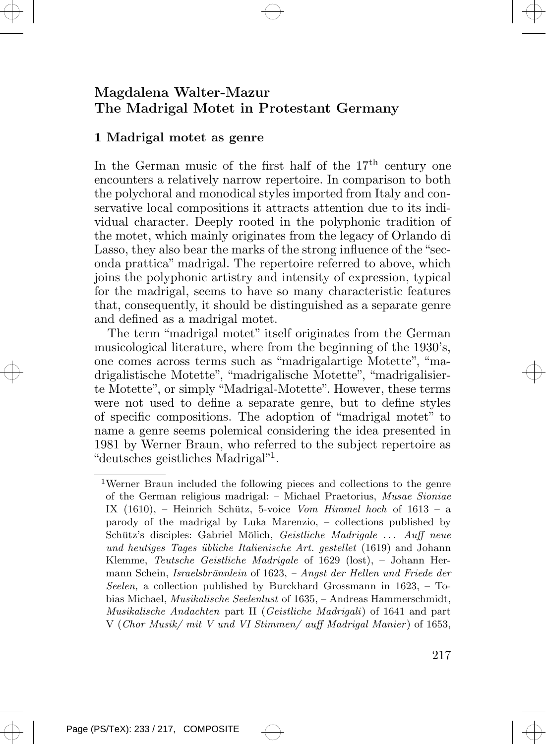# Magdalena Walter-Mazur
# The Madrigal Motet in Protestant Germany

## 1 Madrigal motet as genre

In the German music of the first half of the $17^{\text{th}}$ century one encounters a relatively narrow repertoire. In comparison to both the polychoral and monodical styles imported from Italy and conservative local compositions it attracts attention due to its individual character. Deeply rooted in the polyphonic tradition of the motet, which mainly originates from the legacy of Orlando di Lasso, they also bear the marks of the strong influence of the "seconda prattica" madrigal. The repertoire referred to above, which joins the polyphonic artistry and intensity of expression, typical for the madrigal, seems to have so many characteristic features that, consequently, it should be distinguished as a separate genre and defined as a madrigal motet.

The term "madrigal motet" itself originates from the German musicological literature, where from the beginning of the 1930's, one comes across terms such as "madrigalartige Motette", "madrigalistische Motette", "madrigalische Motette", "madrigalisierte Motette", or simply "Madrigal-Motette". However, these terms were not used to define a separate genre, but to define styles of specific compositions. The adoption of "madrigal motet" to name a genre seems polemical considering the idea presented in 1981 by Werner Braun, who referred to the subject repertoire as "deutsches geistliches Madrigal"[1].

[1] Werner Braun included the following pieces and collections to the genre of the German religious madrigal: – Michael Praetorius, *Musae Sioniae* IX (1610), – Heinrich Schütz, 5-voice *Vom Himmel hoch* of 1613 – a parody of the madrigal by Luka Marenzio, – collections published by Schütz's disciples: Gabriel Mölich, *Geistliche Madrigale ... Auff neue und heutiges Tages übliche Italienische Art. gestellet* (1619) and Johann Klemme, *Teutsche Geistliche Madrigale* of 1629 (lost), – Johann Hermann Schein, *Israelsbrünnlein* of 1623, – *Angst der Hellen und Friede der Seelen,* a collection published by Burckhard Grossmann in 1623, – Tobias Michael, *Musikalische Seelenlust* of 1635, – Andreas Hammerschmidt, *Musikalische Andachten* part II (*Geistliche Madrigali*) of 1641 and part V (*Chor Musik/ mit V und VI Stimmen/ auff Madrigal Manier*) of 1653,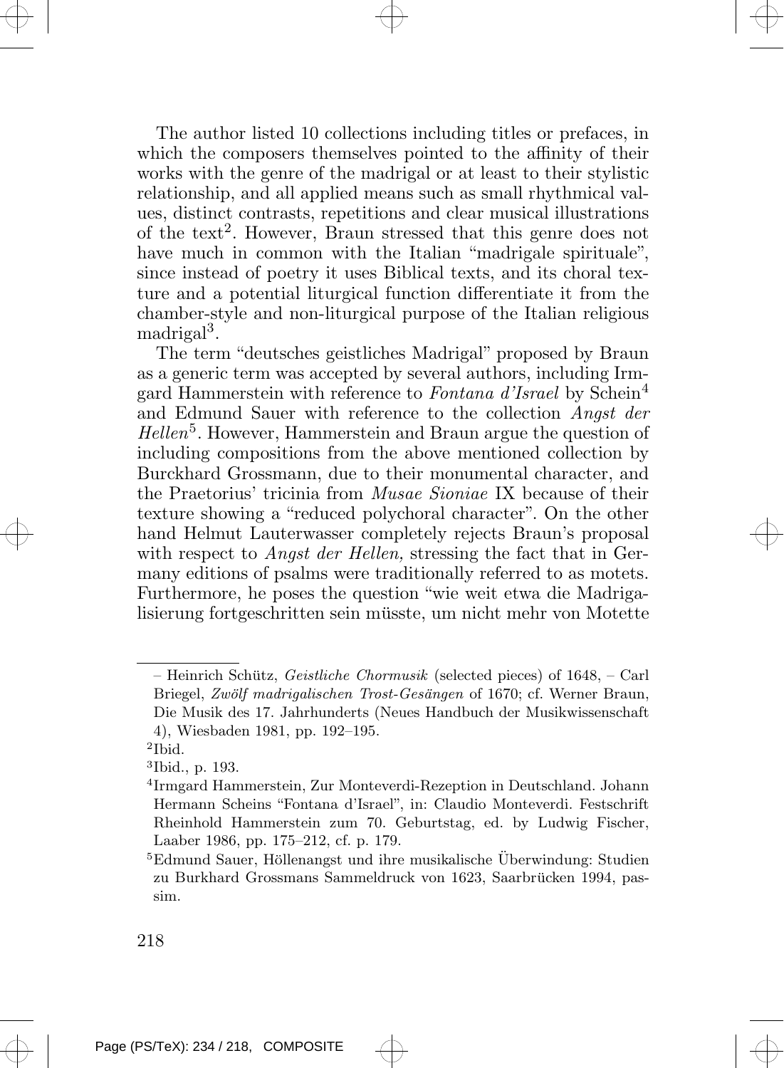The author listed 10 collections including titles or prefaces, in which the composers themselves pointed to the affinity of their works with the genre of the madrigal or at least to their stylistic relationship, and all applied means such as small rhythmical values, distinct contrasts, repetitions and clear musical illustrations of the text[2]. However, Braun stressed that this genre does not have much in common with the Italian "madrigale spirituale", since instead of poetry it uses Biblical texts, and its choral texture and a potential liturgical function differentiate it from the chamber-style and non-liturgical purpose of the Italian religious madrigal[3].

The term "deutsches geistliches Madrigal" proposed by Braun as a generic term was accepted by several authors, including Irmgard Hammerstein with reference to *Fontana d'Israel* by Schein[4] and Edmund Sauer with reference to the collection *Angst der Hellen*[5]. However, Hammerstein and Braun argue the question of including compositions from the above mentioned collection by Burckhard Grossmann, due to their monumental character, and the Praetorius' tricinia from *Musae Sioniae* IX because of their texture showing a "reduced polychoral character". On the other hand Helmut Lauterwasser completely rejects Braun's proposal with respect to *Angst der Hellen,* stressing the fact that in Germany editions of psalms were traditionally referred to as motets. Furthermore, he poses the question "wie weit etwa die Madrigalisierung fortgeschritten sein müsste, um nicht mehr von Motette

---

– Heinrich Schütz, *Geistliche Chormusik* (selected pieces) of 1648, – Carl Briegel, *Zwölf madrigalischen Trost-Gesängen* of 1670; cf. Werner Braun, Die Musik des 17. Jahrhunderts (Neues Handbuch der Musikwissenschaft 4), Wiesbaden 1981, pp. 192–195.

[2] Ibid.

[3] Ibid., p. 193.

[4] Irmgard Hammerstein, Zur Monteverdi-Rezeption in Deutschland. Johann Hermann Scheins "Fontana d'Israel", in: Claudio Monteverdi. Festschrift Rheinhold Hammerstein zum 70. Geburtstag, ed. by Ludwig Fischer, Laaber 1986, pp. 175–212, cf. p. 179.

[5] Edmund Sauer, Höllenangst und ihre musikalische Überwindung: Studien zu Burkhard Grossmans Sammeldruck von 1623, Saarbrücken 1994, passim.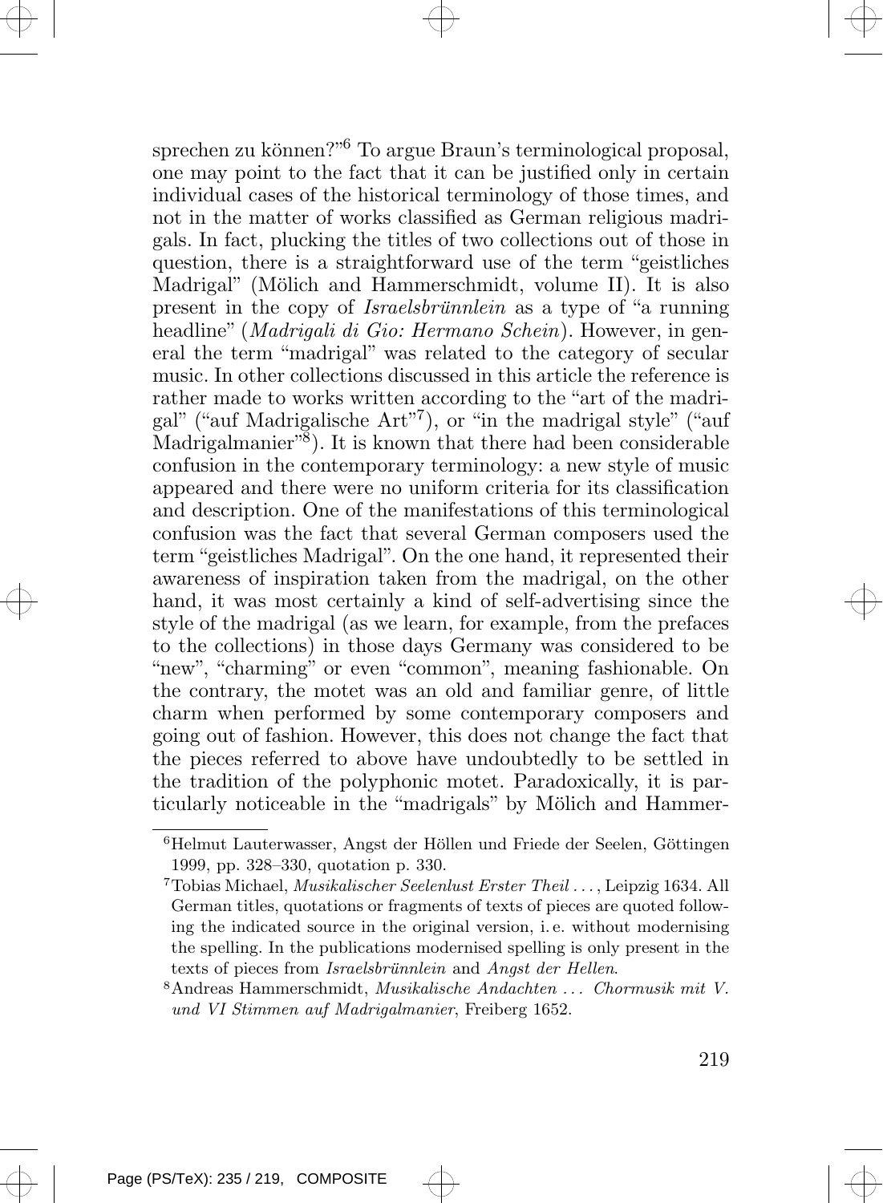sprechen zu können?”[6] To argue Braun’s terminological proposal, one may point to the fact that it can be justified only in certain individual cases of the historical terminology of those times, and not in the matter of works classified as German religious madrigals. In fact, plucking the titles of two collections out of those in question, there is a straightforward use of the term “geistliches Madrigal” (Mölich and Hammerschmidt, volume II). It is also present in the copy of *Israelsbrünnlein* as a type of “a running headline” (*Madrigali di Gio: Hermano Schein*). However, in general the term “madrigal” was related to the category of secular music. In other collections discussed in this article the reference is rather made to works written according to the “art of the madrigal” (“auf Madrigalische Art”[7]), or “in the madrigal style” (“auf Madrigalmanier”[8]). It is known that there had been considerable confusion in the contemporary terminology: a new style of music appeared and there were no uniform criteria for its classification and description. One of the manifestations of this terminological confusion was the fact that several German composers used the term “geistliches Madrigal”. On the one hand, it represented their awareness of inspiration taken from the madrigal, on the other hand, it was most certainly a kind of self-advertising since the style of the madrigal (as we learn, for example, from the prefaces to the collections) in those days Germany was considered to be “new”, “charming” or even “common”, meaning fashionable. On the contrary, the motet was an old and familiar genre, of little charm when performed by some contemporary composers and going out of fashion. However, this does not change the fact that the pieces referred to above have undoubtedly to be settled in the tradition of the polyphonic motet. Paradoxically, it is particularly noticeable in the “madrigals” by Mölich and Hammer-

---

[6] Helmut Lauterwasser, Angst der Höllen und Friede der Seelen, Göttingen 1999, pp. 328–330, quotation p. 330.

[7] Tobias Michael, *Musikalischer Seelenlust Erster Theil . . .*, Leipzig 1634. All German titles, quotations or fragments of texts of pieces are quoted following the indicated source in the original version, i. e. without modernising the spelling. In the publications modernised spelling is only present in the texts of pieces from *Israelsbrünnlein* and *Angst der Hellen*.

[8] Andreas Hammerschmidt, *Musikalische Andachten . . . Chormusik mit V. und VI Stimmen auf Madrigalmanier*, Freiberg 1652.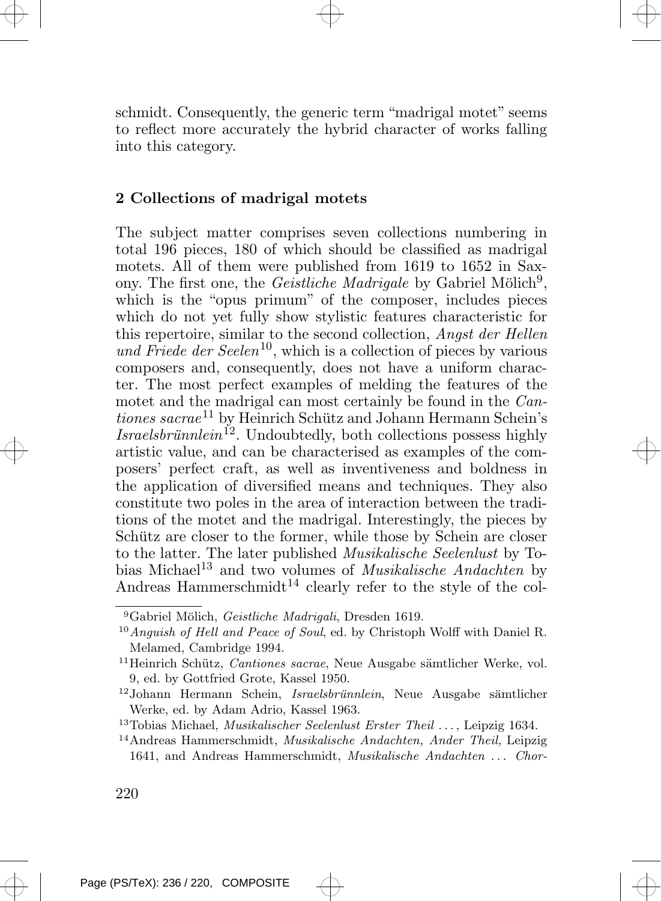schmidt. Consequently, the generic term "madrigal motet" seems to reflect more accurately the hybrid character of works falling into this category.

## 2 Collections of madrigal motets

The subject matter comprises seven collections numbering in total 196 pieces, 180 of which should be classified as madrigal motets. All of them were published from 1619 to 1652 in Saxony. The first one, the *Geistliche Madrigale* by Gabriel Mölich[9], which is the "opus primum" of the composer, includes pieces which do not yet fully show stylistic features characteristic for this repertoire, similar to the second collection, *Angst der Hellen und Friede der Seelen*[10], which is a collection of pieces by various composers and, consequently, does not have a uniform character. The most perfect examples of melding the features of the motet and the madrigal can most certainly be found in the *Cantiones sacrae*[11] by Heinrich Schütz and Johann Hermann Schein's *Israelsbrünnlein*[12]. Undoubtedly, both collections possess highly artistic value, and can be characterised as examples of the composers' perfect craft, as well as inventiveness and boldness in the application of diversified means and techniques. They also constitute two poles in the area of interaction between the traditions of the motet and the madrigal. Interestingly, the pieces by Schütz are closer to the former, while those by Schein are closer to the latter. The later published *Musikalische Seelenlust* by Tobias Michael[13] and two volumes of *Musikalische Andachten* by Andreas Hammerschmidt[14] clearly refer to the style of the col-

---

[9] Gabriel Mölich, *Geistliche Madrigali*, Dresden 1619.

[10] *Anguish of Hell and Peace of Soul*, ed. by Christoph Wolff with Daniel R. Melamed, Cambridge 1994.

[11] Heinrich Schütz, *Cantiones sacrae*, Neue Ausgabe sämtlicher Werke, vol. 9, ed. by Gottfried Grote, Kassel 1950.

[12] Johann Hermann Schein, *Israelsbrünnlein*, Neue Ausgabe sämtlicher Werke, ed. by Adam Adrio, Kassel 1963.

[13] Tobias Michael, *Musikalischer Seelenlust Erster Theil ...*, Leipzig 1634.

[14] Andreas Hammerschmidt, *Musikalische Andachten, Ander Theil,* Leipzig 1641, and Andreas Hammerschmidt, *Musikalische Andachten ... Chor-*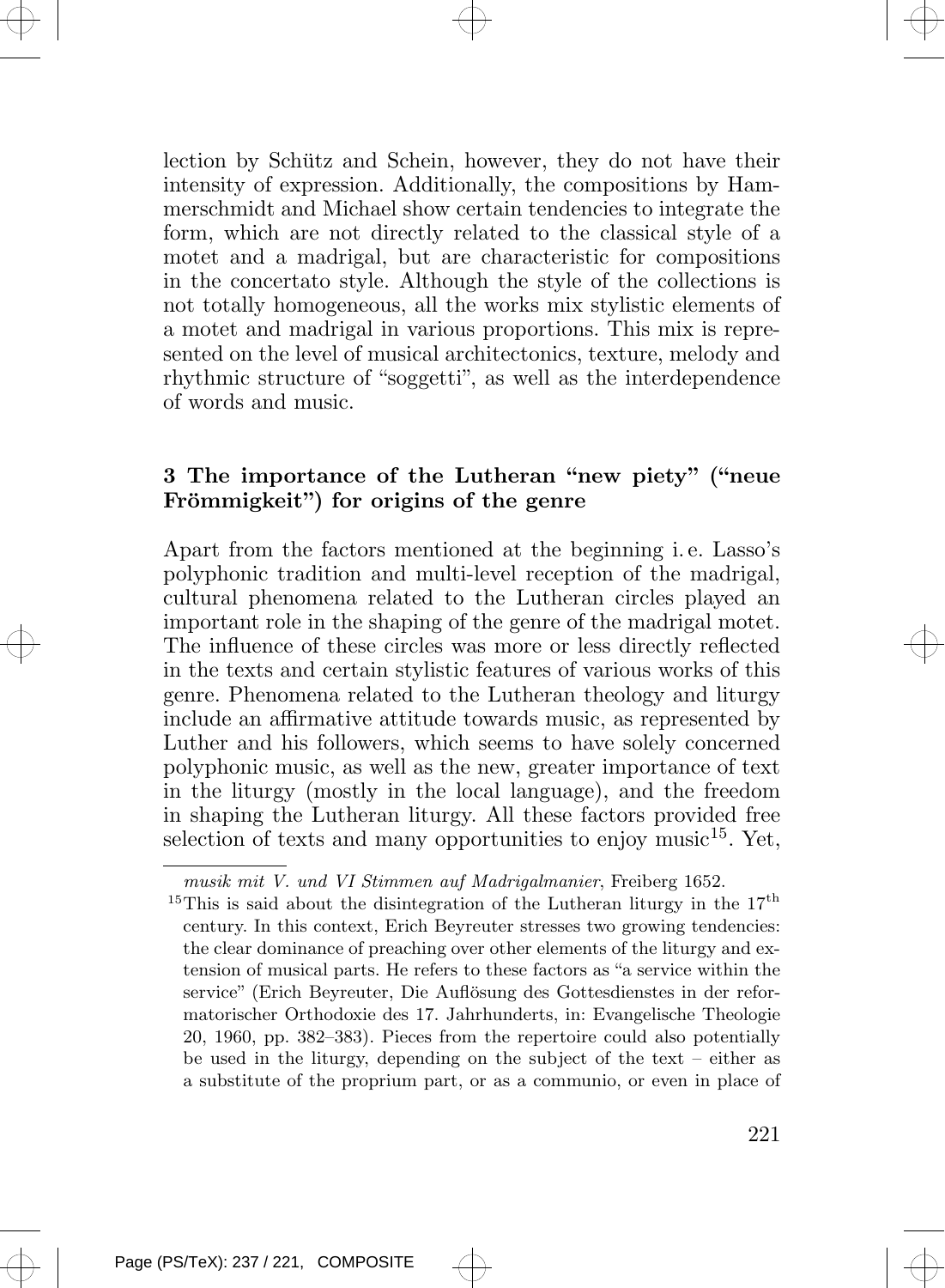lection by Schütz and Schein, however, they do not have their intensity of expression. Additionally, the compositions by Hammerschmidt and Michael show certain tendencies to integrate the form, which are not directly related to the classical style of a motet and a madrigal, but are characteristic for compositions in the concertato style. Although the style of the collections is not totally homogeneous, all the works mix stylistic elements of a motet and madrigal in various proportions. This mix is represented on the level of musical architectonics, texture, melody and rhythmic structure of "soggetti", as well as the interdependence of words and music.

### 3 The importance of the Lutheran "new piety" ("neue Frömmigkeit") for origins of the genre

Apart from the factors mentioned at the beginning i. e. Lasso's polyphonic tradition and multi-level reception of the madrigal, cultural phenomena related to the Lutheran circles played an important role in the shaping of the genre of the madrigal motet. The influence of these circles was more or less directly reflected in the texts and certain stylistic features of various works of this genre. Phenomena related to the Lutheran theology and liturgy include an affirmative attitude towards music, as represented by Luther and his followers, which seems to have solely concerned polyphonic music, as well as the new, greater importance of text in the liturgy (mostly in the local language), and the freedom in shaping the Lutheran liturgy. All these factors provided free selection of texts and many opportunities to enjoy music[15]. Yet,

---

*musik mit V. und VI Stimmen auf Madrigalmanier*, Freiberg 1652.

[15] This is said about the disintegration of the Lutheran liturgy in the $17^{th}$ century. In this context, Erich Beyreuter stresses two growing tendencies: the clear dominance of preaching over other elements of the liturgy and extension of musical parts. He refers to these factors as "a service within the service" (Erich Beyreuter, Die Auflösung des Gottesdienstes in der reformatorischer Orthodoxie des 17. Jahrhunderts, in: Evangelische Theologie 20, 1960, pp. 382–383). Pieces from the repertoire could also potentially be used in the liturgy, depending on the subject of the text – either as a substitute of the proprium part, or as a communio, or even in place of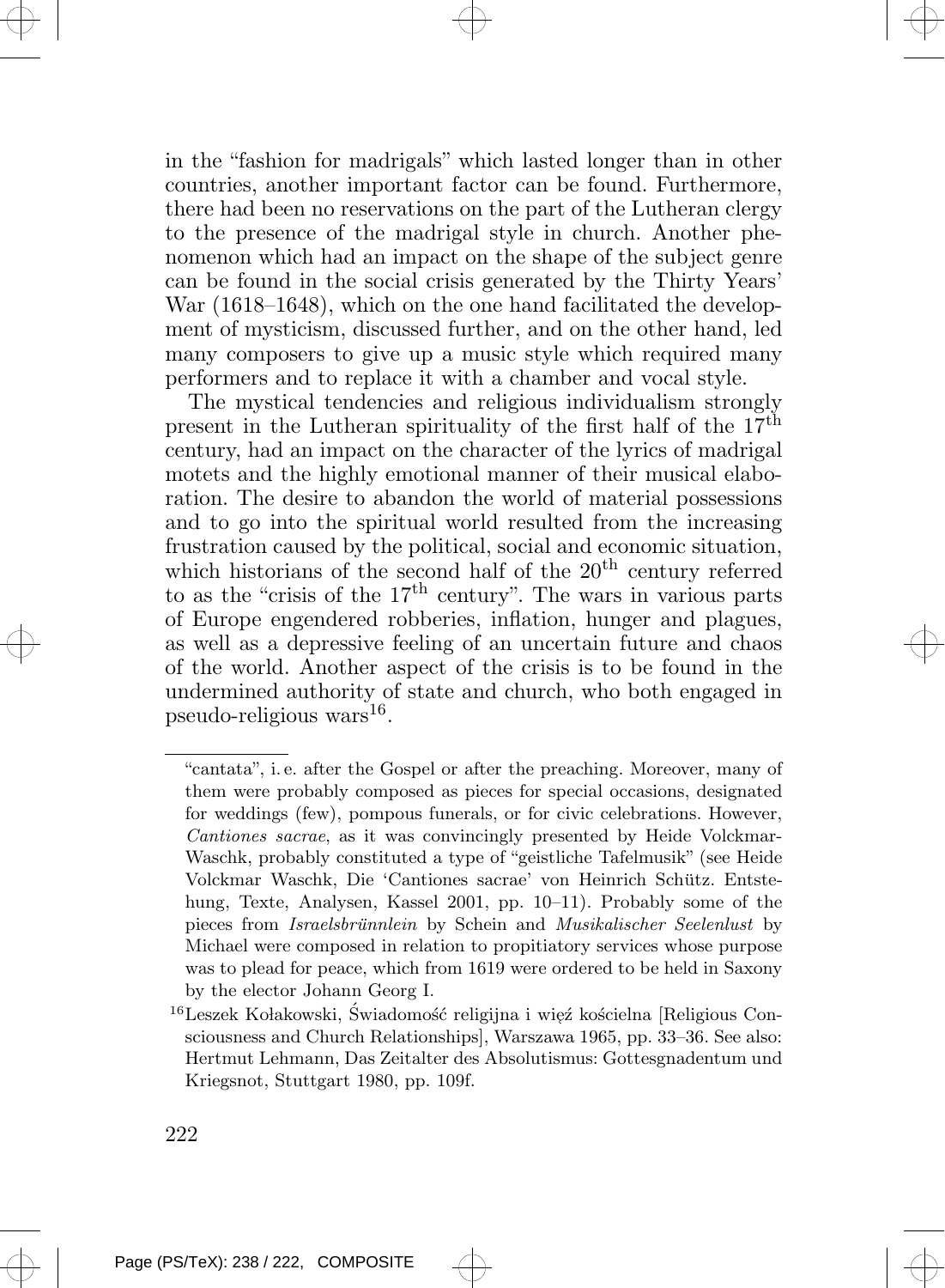in the "fashion for madrigals" which lasted longer than in other countries, another important factor can be found. Furthermore, there had been no reservations on the part of the Lutheran clergy to the presence of the madrigal style in church. Another phenomenon which had an impact on the shape of the subject genre can be found in the social crisis generated by the Thirty Years' War (1618–1648), which on the one hand facilitated the development of mysticism, discussed further, and on the other hand, led many composers to give up a music style which required many performers and to replace it with a chamber and vocal style.

The mystical tendencies and religious individualism strongly present in the Lutheran spirituality of the first half of the 17th century, had an impact on the character of the lyrics of madrigal motets and the highly emotional manner of their musical elaboration. The desire to abandon the world of material possessions and to go into the spiritual world resulted from the increasing frustration caused by the political, social and economic situation, which historians of the second half of the 20th century referred to as the "crisis of the 17th century". The wars in various parts of Europe engendered robberies, inflation, hunger and plagues, as well as a depressive feeling of an uncertain future and chaos of the world. Another aspect of the crisis is to be found in the undermined authority of state and church, who both engaged in pseudo-religious wars[16].

---

"cantata", i. e. after the Gospel or after the preaching. Moreover, many of them were probably composed as pieces for special occasions, designated for weddings (few), pompous funerals, or for civic celebrations. However, *Cantiones sacrae*, as it was convincingly presented by Heide Volckmar-Waschk, probably constituted a type of "geistliche Tafelmusik" (see Heide Volckmar Waschk, Die 'Cantiones sacrae' von Heinrich Schütz. Entstehung, Texte, Analysen, Kassel 2001, pp. 10–11). Probably some of the pieces from *Israelsbrünnlein* by Schein and *Musikalischer Seelenlust* by Michael were composed in relation to propitiatory services whose purpose was to plead for peace, which from 1619 were ordered to be held in Saxony by the elector Johann Georg I.

[16] Leszek Kołakowski, Świadomość religijna i więź kościelna [Religious Consciousness and Church Relationships], Warszawa 1965, pp. 33–36. See also: Hertmut Lehmann, Das Zeitalter des Absolutismus: Gottesgnadentum und Kriegsnot, Stuttgart 1980, pp. 109f.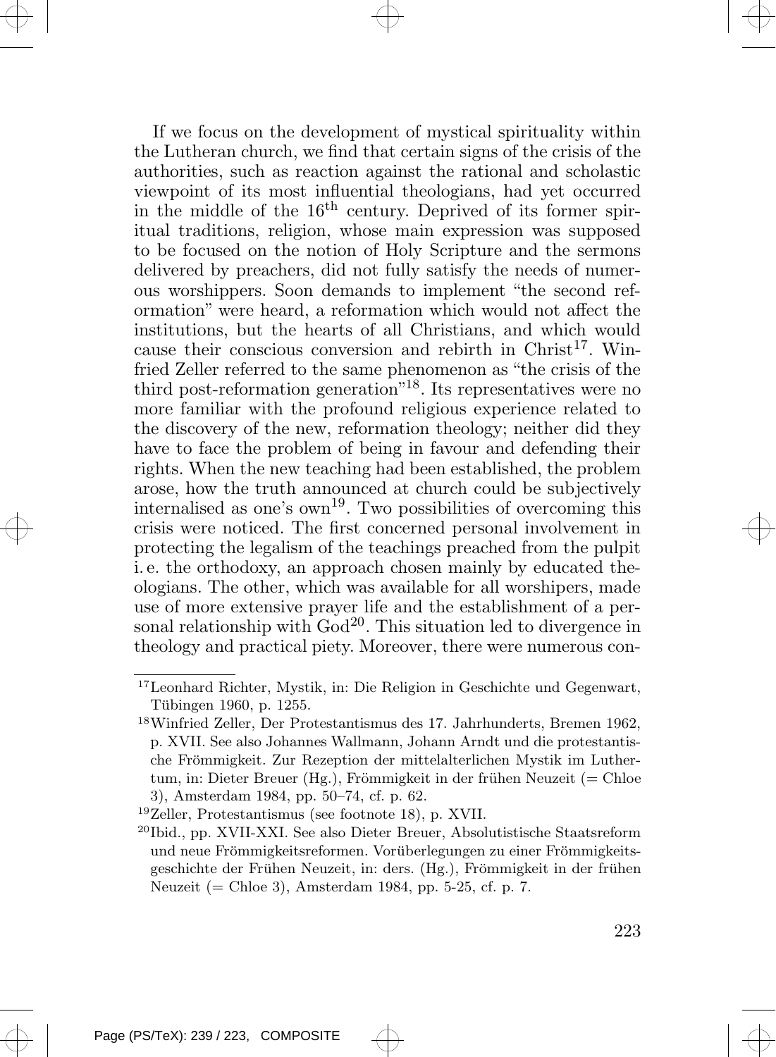If we focus on the development of mystical spirituality within the Lutheran church, we find that certain signs of the crisis of the authorities, such as reaction against the rational and scholastic viewpoint of its most influential theologians, had yet occurred in the middle of the 16th century. Deprived of its former spiritual traditions, religion, whose main expression was supposed to be focused on the notion of Holy Scripture and the sermons delivered by preachers, did not fully satisfy the needs of numerous worshippers. Soon demands to implement "the second reformation" were heard, a reformation which would not affect the institutions, but the hearts of all Christians, and which would cause their conscious conversion and rebirth in Christ[17]. Winfried Zeller referred to the same phenomenon as "the crisis of the third post-reformation generation"[18]. Its representatives were no more familiar with the profound religious experience related to the discovery of the new, reformation theology; neither did they have to face the problem of being in favour and defending their rights. When the new teaching had been established, the problem arose, how the truth announced at church could be subjectively internalised as one's own[19]. Two possibilities of overcoming this crisis were noticed. The first concerned personal involvement in protecting the legalism of the teachings preached from the pulpit i. e. the orthodoxy, an approach chosen mainly by educated theologians. The other, which was available for all worshipers, made use of more extensive prayer life and the establishment of a personal relationship with God[20]. This situation led to divergence in theology and practical piety. Moreover, there were numerous con-

---

[17] Leonhard Richter, Mystik, in: Die Religion in Geschichte und Gegenwart, Tübingen 1960, p. 1255.

[18] Winfried Zeller, Der Protestantismus des 17. Jahrhunderts, Bremen 1962, p. XVII. See also Johannes Wallmann, Johann Arndt und die protestantische Frömmigkeit. Zur Rezeption der mittelalterlichen Mystik im Luthertum, in: Dieter Breuer (Hg.), Frömmigkeit in der frühen Neuzeit (= Chloe 3), Amsterdam 1984, pp. 50–74, cf. p. 62.

[19] Zeller, Protestantismus (see footnote 18), p. XVII.

[20] Ibid., pp. XVII-XXI. See also Dieter Breuer, Absolutistische Staatsreform und neue Frömmigkeitsreformen. Vorüberlegungen zu einer Frömmigkeitsgeschichte der Frühen Neuzeit, in: ders. (Hg.), Frömmigkeit in der frühen Neuzeit (= Chloe 3), Amsterdam 1984, pp. 5-25, cf. p. 7.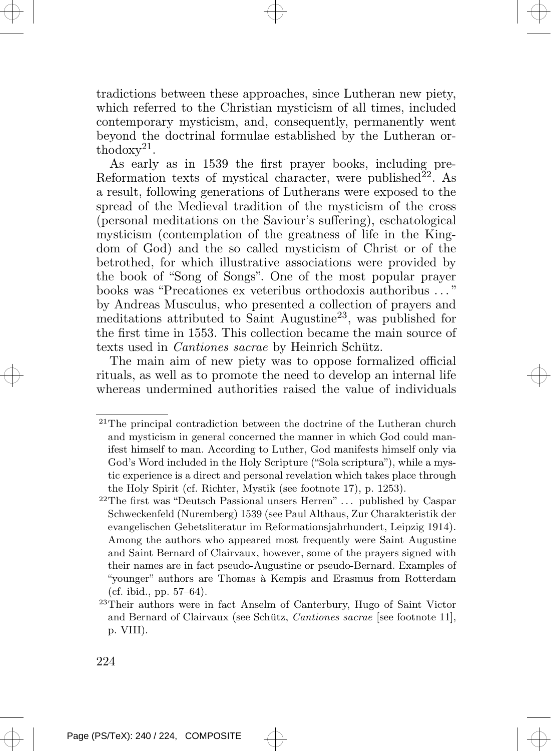tradictions between these approaches, since Lutheran new piety, which referred to the Christian mysticism of all times, included contemporary mysticism, and, consequently, permanently went beyond the doctrinal formulae established by the Lutheran orthodoxy[21].

As early as in 1539 the first prayer books, including pre-Reformation texts of mystical character, were published[22]. As a result, following generations of Lutherans were exposed to the spread of the Medieval tradition of the mysticism of the cross (personal meditations on the Saviour's suffering), eschatological mysticism (contemplation of the greatness of life in the Kingdom of God) and the so called mysticism of Christ or of the betrothed, for which illustrative associations were provided by the book of "Song of Songs". One of the most popular prayer books was "Precationes ex veteribus orthodoxis authoribus ..." by Andreas Musculus, who presented a collection of prayers and meditations attributed to Saint Augustine[23], was published for the first time in 1553. This collection became the main source of texts used in *Cantiones sacrae* by Heinrich Schütz.

The main aim of new piety was to oppose formalized official rituals, as well as to promote the need to develop an internal life whereas undermined authorities raised the value of individuals

---

[21] The principal contradiction between the doctrine of the Lutheran church and mysticism in general concerned the manner in which God could manifest himself to man. According to Luther, God manifests himself only via God's Word included in the Holy Scripture ("Sola scriptura"), while a mystic experience is a direct and personal revelation which takes place through the Holy Spirit (cf. Richter, Mystik (see footnote 17), p. 1253).

[22] The first was "Deutsch Passional unsers Herren" ... published by Caspar Schweckenfeld (Nuremberg) 1539 (see Paul Althaus, Zur Charakteristik der evangelischen Gebetsliteratur im Reformationsjahrhundert, Leipzig 1914). Among the authors who appeared most frequently were Saint Augustine and Saint Bernard of Clairvaux, however, some of the prayers signed with their names are in fact pseudo-Augustine or pseudo-Bernard. Examples of "younger" authors are Thomas à Kempis and Erasmus from Rotterdam (cf. ibid., pp. 57–64).

[23] Their authors were in fact Anselm of Canterbury, Hugo of Saint Victor and Bernard of Clairvaux (see Schütz, *Cantiones sacrae* [see footnote 11], p. VIII).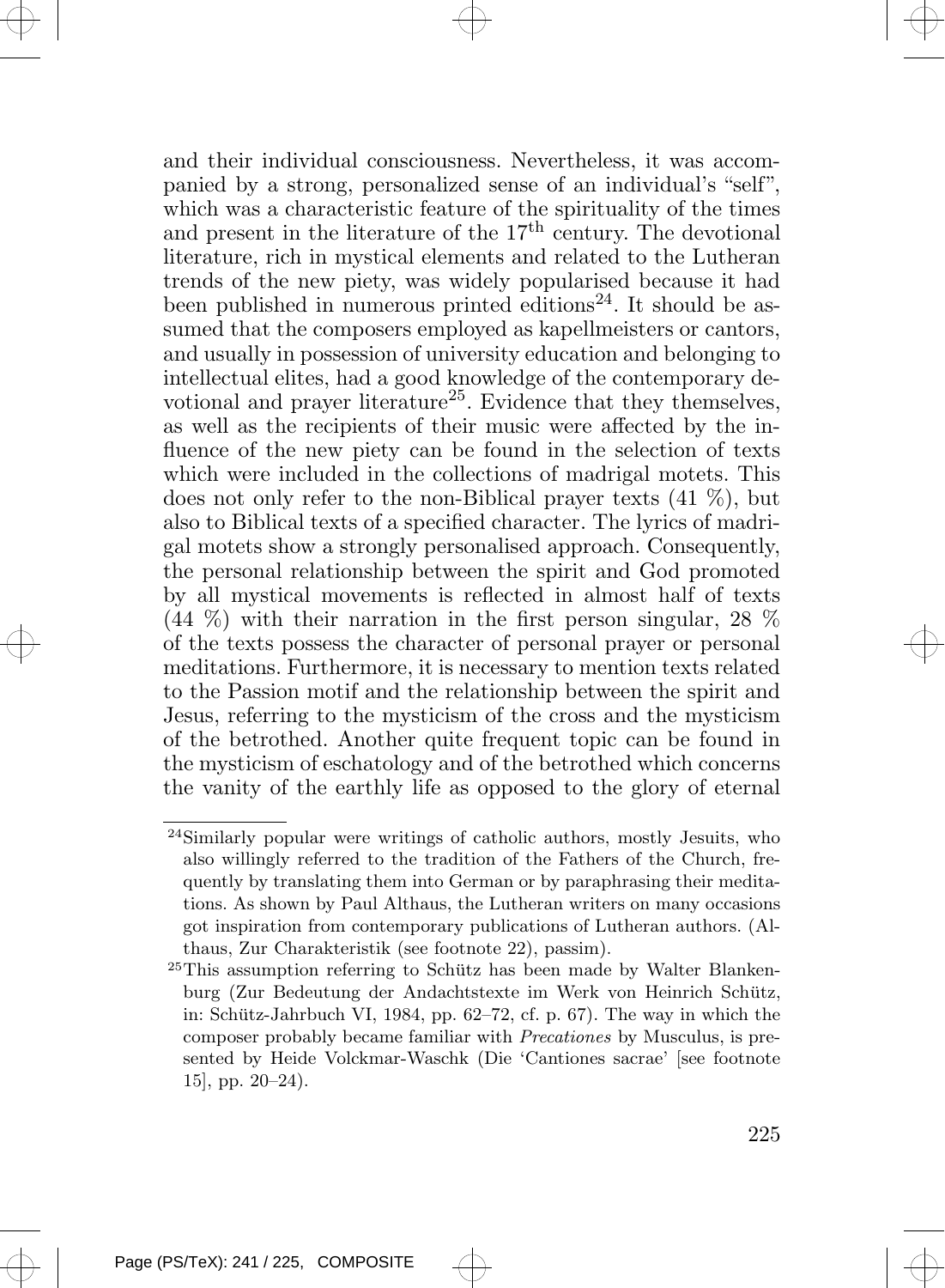and their individual consciousness. Nevertheless, it was accompanied by a strong, personalized sense of an individual's "self", which was a characteristic feature of the spirituality of the times and present in the literature of the 17th century. The devotional literature, rich in mystical elements and related to the Lutheran trends of the new piety, was widely popularised because it had been published in numerous printed editions[24]. It should be assumed that the composers employed as kapellmeisters or cantors, and usually in possession of university education and belonging to intellectual elites, had a good knowledge of the contemporary devotional and prayer literature[25]. Evidence that they themselves, as well as the recipients of their music were affected by the influence of the new piety can be found in the selection of texts which were included in the collections of madrigal motets. This does not only refer to the non-Biblical prayer texts (41 %), but also to Biblical texts of a specified character. The lyrics of madrigal motets show a strongly personalised approach. Consequently, the personal relationship between the spirit and God promoted by all mystical movements is reflected in almost half of texts (44 %) with their narration in the first person singular, 28 % of the texts possess the character of personal prayer or personal meditations. Furthermore, it is necessary to mention texts related to the Passion motif and the relationship between the spirit and Jesus, referring to the mysticism of the cross and the mysticism of the betrothed. Another quite frequent topic can be found in the mysticism of eschatology and of the betrothed which concerns the vanity of the earthly life as opposed to the glory of eternal

[24] Similarly popular were writings of catholic authors, mostly Jesuits, who also willingly referred to the tradition of the Fathers of the Church, frequently by translating them into German or by paraphrasing their meditations. As shown by Paul Althaus, the Lutheran writers on many occasions got inspiration from contemporary publications of Lutheran authors. (Althaus, Zur Charakteristik (see footnote 22), passim).

[25] This assumption referring to Schütz has been made by Walter Blankenburg (Zur Bedeutung der Andachtstexte im Werk von Heinrich Schütz, in: Schütz-Jahrbuch VI, 1984, pp. 62–72, cf. p. 67). The way in which the composer probably became familiar with *Precationes* by Musculus, is presented by Heide Volckmar-Waschk (Die 'Cantiones sacrae' [see footnote 15], pp. 20–24).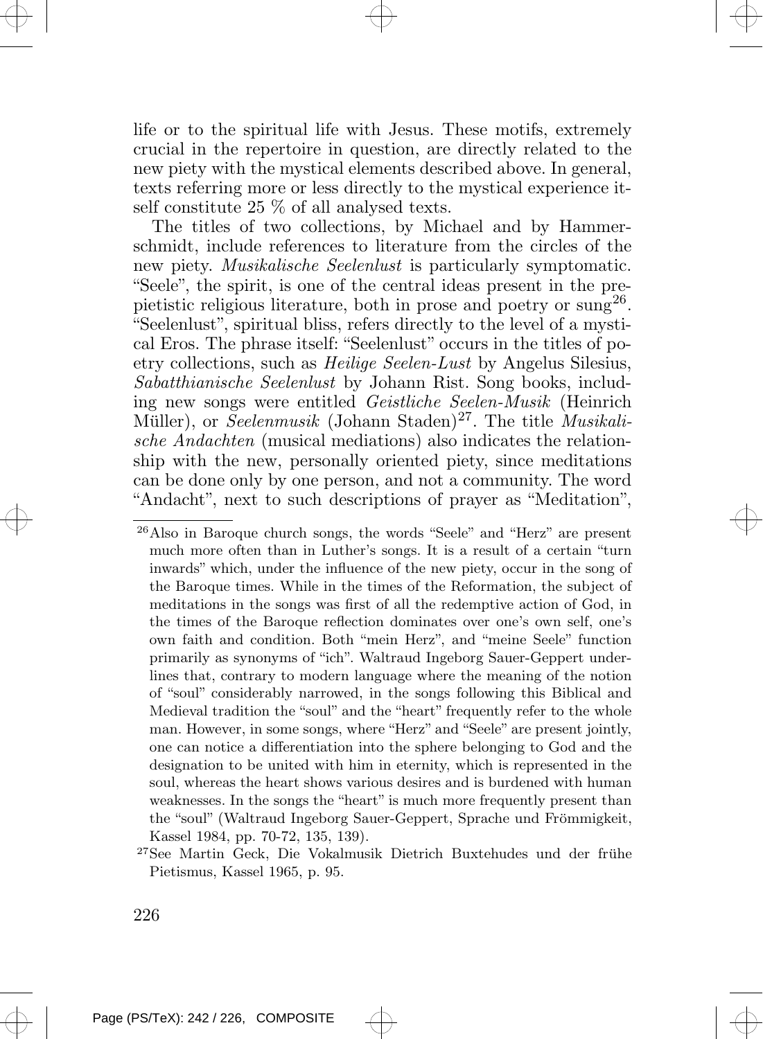life or to the spiritual life with Jesus. These motifs, extremely crucial in the repertoire in question, are directly related to the new piety with the mystical elements described above. In general, texts referring more or less directly to the mystical experience itself constitute 25 % of all analysed texts.

The titles of two collections, by Michael and by Hammerschmidt, include references to literature from the circles of the new piety. *Musikalische Seelenlust* is particularly symptomatic. "Seele", the spirit, is one of the central ideas present in the prepietistic religious literature, both in prose and poetry or sung[26]. "Seelenlust", spiritual bliss, refers directly to the level of a mystical Eros. The phrase itself: "Seelenlust" occurs in the titles of poetry collections, such as *Heilige Seelen-Lust* by Angelus Silesius, *Sabatthianische Seelenlust* by Johann Rist. Song books, including new songs were entitled *Geistliche Seelen-Musik* (Heinrich Müller), or *Seelenmusik* (Johann Staden)[27]. The title *Musikalische Andachten* (musical mediations) also indicates the relationship with the new, personally oriented piety, since meditations can be done only by one person, and not a community. The word "Andacht", next to such descriptions of prayer as "Meditation",

---

[26] Also in Baroque church songs, the words "Seele" and "Herz" are present much more often than in Luther's songs. It is a result of a certain "turn inwards" which, under the influence of the new piety, occur in the song of the Baroque times. While in the times of the Reformation, the subject of meditations in the songs was first of all the redemptive action of God, in the times of the Baroque reflection dominates over one's own self, one's own faith and condition. Both "mein Herz", and "meine Seele" function primarily as synonyms of "ich". Waltraud Ingeborg Sauer-Geppert underlines that, contrary to modern language where the meaning of the notion of "soul" considerably narrowed, in the songs following this Biblical and Medieval tradition the "soul" and the "heart" frequently refer to the whole man. However, in some songs, where "Herz" and "Seele" are present jointly, one can notice a differentiation into the sphere belonging to God and the designation to be united with him in eternity, which is represented in the soul, whereas the heart shows various desires and is burdened with human weaknesses. In the songs the "heart" is much more frequently present than the "soul" (Waltraud Ingeborg Sauer-Geppert, Sprache und Frömmigkeit, Kassel 1984, pp. 70-72, 135, 139).

[27] See Martin Geck, Die Vokalmusik Dietrich Buxtehudes und der frühe Pietismus, Kassel 1965, p. 95.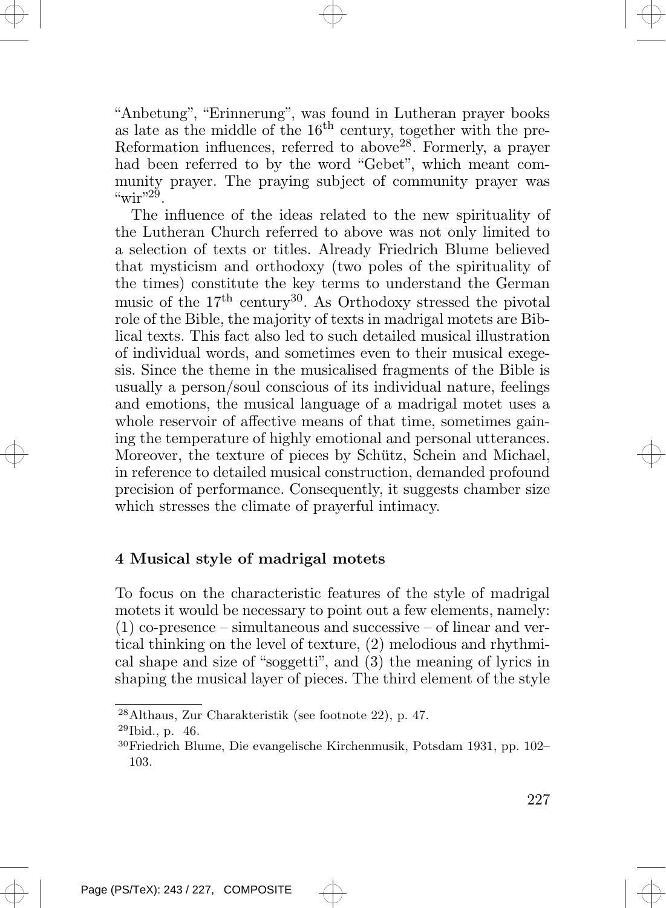“Anbetung”, “Erinnerung”, was found in Lutheran prayer books as late as the middle of the 16th century, together with the pre-Reformation influences, referred to above[28]. Formerly, a prayer had been referred to by the word “Gebet”, which meant community prayer. The praying subject of community prayer was “wir”[29].

The influence of the ideas related to the new spirituality of the Lutheran Church referred to above was not only limited to a selection of texts or titles. Already Friedrich Blume believed that mysticism and orthodoxy (two poles of the spirituality of the times) constitute the key terms to understand the German music of the 17th century[30]. As Orthodoxy stressed the pivotal role of the Bible, the majority of texts in madrigal motets are Biblical texts. This fact also led to such detailed musical illustration of individual words, and sometimes even to their musical exegesis. Since the theme in the musicalised fragments of the Bible is usually a person/soul conscious of its individual nature, feelings and emotions, the musical language of a madrigal motet uses a whole reservoir of affective means of that time, sometimes gaining the temperature of highly emotional and personal utterances. Moreover, the texture of pieces by Schütz, Schein and Michael, in reference to detailed musical construction, demanded profound precision of performance. Consequently, it suggests chamber size which stresses the climate of prayerful intimacy.

## 4 Musical style of madrigal motets

To focus on the characteristic features of the style of madrigal motets it would be necessary to point out a few elements, namely: (1) co-presence – simultaneous and successive – of linear and vertical thinking on the level of texture, (2) melodious and rhythmical shape and size of “soggetti”, and (3) the meaning of lyrics in shaping the musical layer of pieces. The third element of the style

---

[28] Althaus, Zur Charakteristik (see footnote 22), p. 47.

[29] Ibid., p. 46.

[30] Friedrich Blume, Die evangelische Kirchenmusik, Potsdam 1931, pp. 102–103.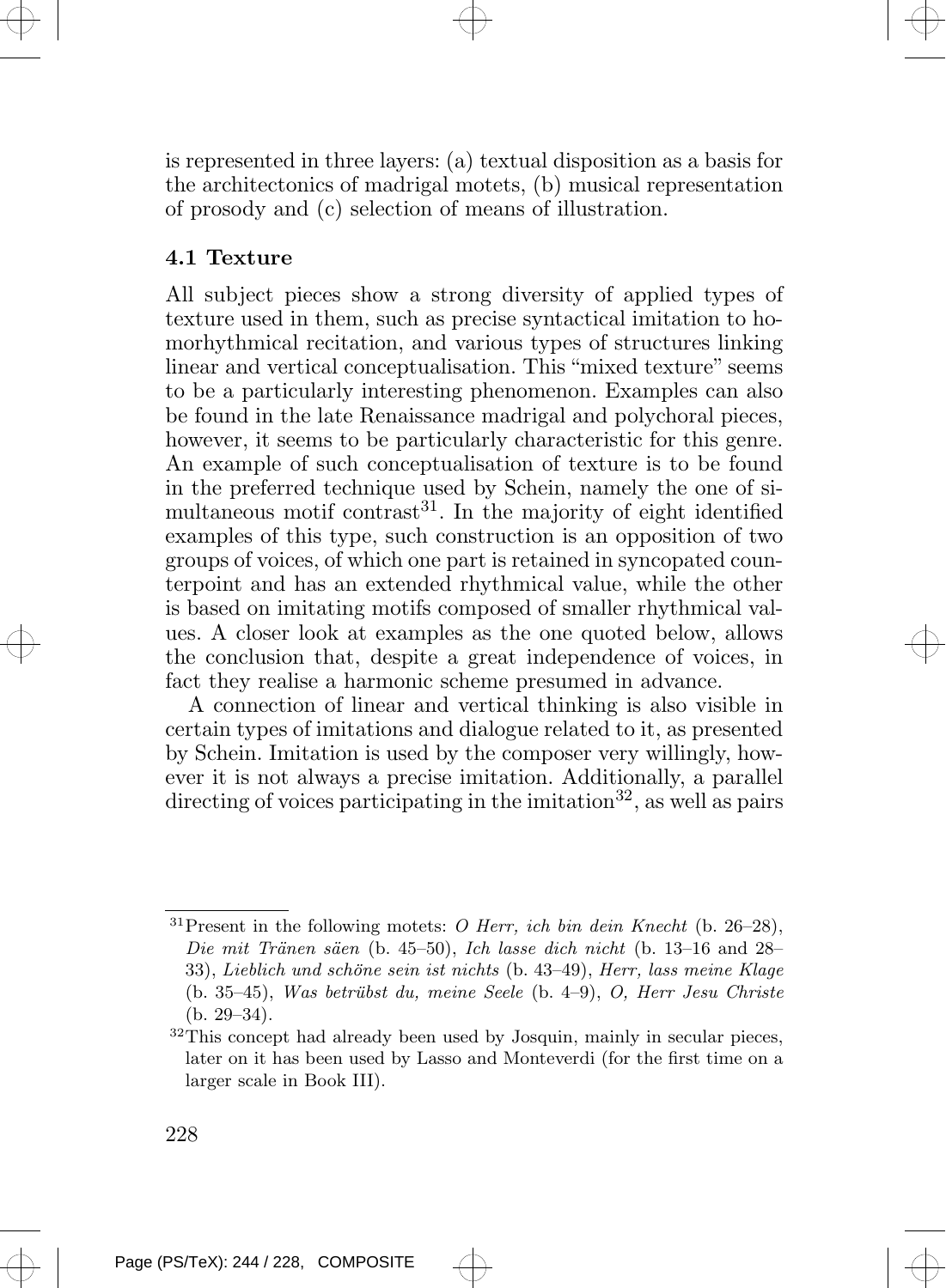is represented in three layers: (a) textual disposition as a basis for the architectonics of madrigal motets, (b) musical representation of prosody and (c) selection of means of illustration.

### 4.1 Texture

All subject pieces show a strong diversity of applied types of texture used in them, such as precise syntactical imitation to homorhythmical recitation, and various types of structures linking linear and vertical conceptualisation. This "mixed texture" seems to be a particularly interesting phenomenon. Examples can also be found in the late Renaissance madrigal and polychoral pieces, however, it seems to be particularly characteristic for this genre. An example of such conceptualisation of texture is to be found in the preferred technique used by Schein, namely the one of simultaneous motif contrast[31]. In the majority of eight identified examples of this type, such construction is an opposition of two groups of voices, of which one part is retained in syncopated counterpoint and has an extended rhythmical value, while the other is based on imitating motifs composed of smaller rhythmical values. A closer look at examples as the one quoted below, allows the conclusion that, despite a great independence of voices, in fact they realise a harmonic scheme presumed in advance.

A connection of linear and vertical thinking is also visible in certain types of imitations and dialogue related to it, as presented by Schein. Imitation is used by the composer very willingly, however it is not always a precise imitation. Additionally, a parallel directing of voices participating in the imitation[32], as well as pairs

---

[31] Present in the following motets: *O Herr, ich bin dein Knecht* (b. 26–28), *Die mit Tränen säen* (b. 45–50), *Ich lasse dich nicht* (b. 13–16 and 28–33), *Lieblich und schöne sein ist nichts* (b. 43–49), *Herr, lass meine Klage* (b. 35–45), *Was betrübst du, meine Seele* (b. 4–9), *O, Herr Jesu Christe* (b. 29–34).

[32] This concept had already been used by Josquin, mainly in secular pieces, later on it has been used by Lasso and Monteverdi (for the first time on a larger scale in Book III).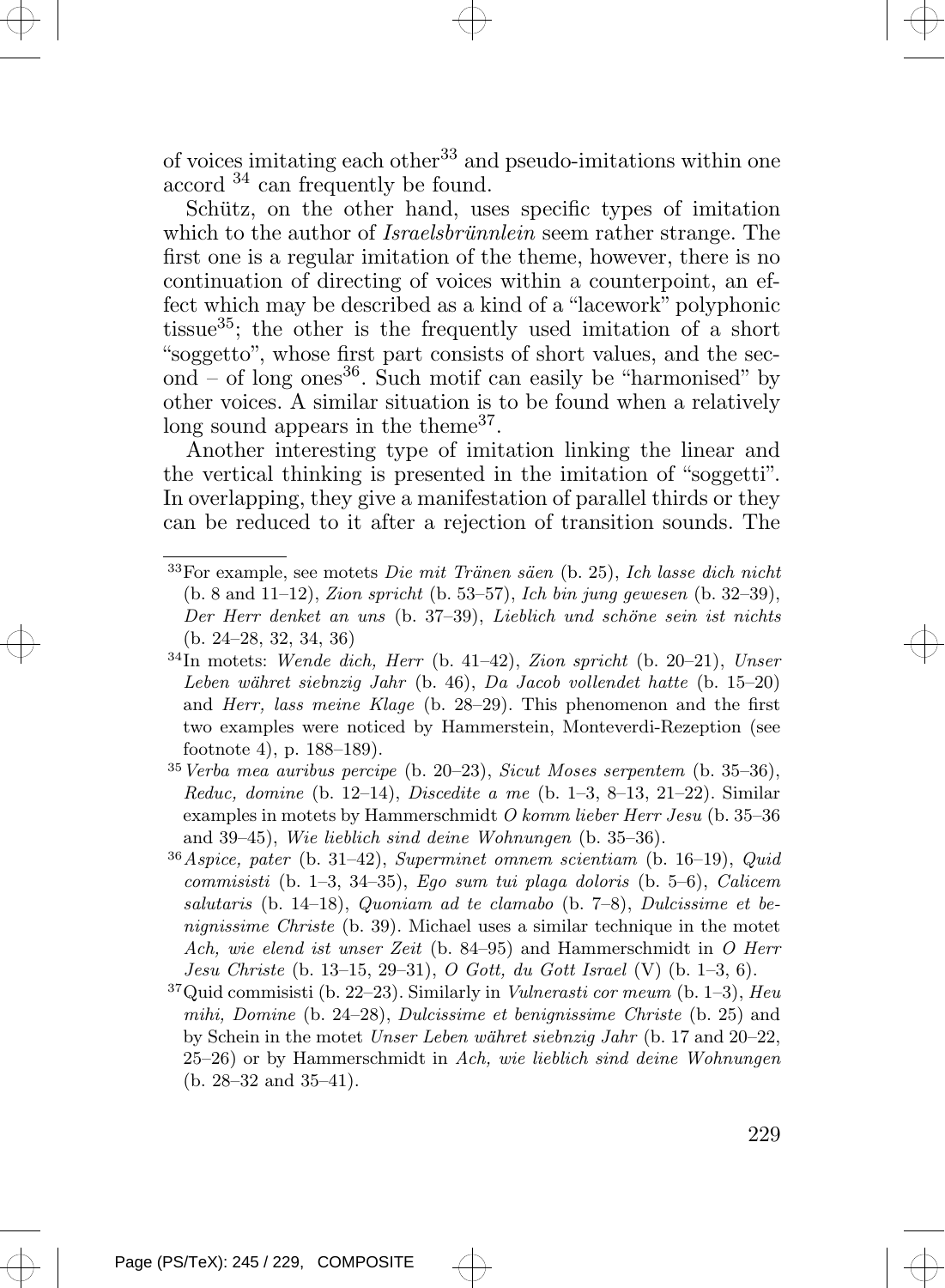of voices imitating each other[33] and pseudo-imitations within one accord [34] can frequently be found.

Schütz, on the other hand, uses specific types of imitation which to the author of *Israelsbrünnlein* seem rather strange. The first one is a regular imitation of the theme, however, there is no continuation of directing of voices within a counterpoint, an effect which may be described as a kind of a "lacework" polyphonic tissue[35]; the other is the frequently used imitation of a short "soggetto", whose first part consists of short values, and the second – of long ones[36]. Such motif can easily be "harmonised" by other voices. A similar situation is to be found when a relatively long sound appears in the theme[37].

Another interesting type of imitation linking the linear and the vertical thinking is presented in the imitation of "soggetti". In overlapping, they give a manifestation of parallel thirds or they can be reduced to it after a rejection of transition sounds. The

---

[33] For example, see motets *Die mit Tränen säen* (b. 25), *Ich lasse dich nicht* (b. 8 and 11–12), *Zion spricht* (b. 53–57), *Ich bin jung gewesen* (b. 32–39), *Der Herr denket an uns* (b. 37–39), *Lieblich und schöne sein ist nichts* (b. 24–28, 32, 34, 36)

[34] In motets: *Wende dich, Herr* (b. 41–42), *Zion spricht* (b. 20–21), *Unser Leben währet siebnzig Jahr* (b. 46), *Da Jacob vollendet hatte* (b. 15–20) and *Herr, lass meine Klage* (b. 28–29). This phenomenon and the first two examples were noticed by Hammerstein, Monteverdi-Rezeption (see footnote 4), p. 188–189).

[35] *Verba mea auribus percipe* (b. 20–23), *Sicut Moses serpentem* (b. 35–36), *Reduc, domine* (b. 12–14), *Discedite a me* (b. 1–3, 8–13, 21–22). Similar examples in motets by Hammerschmidt *O komm lieber Herr Jesu* (b. 35–36 and 39–45), *Wie lieblich sind deine Wohnungen* (b. 35–36).

[36] *Aspice, pater* (b. 31–42), *Superminet omnem scientiam* (b. 16–19), *Quid commisisti* (b. 1–3, 34–35), *Ego sum tui plaga doloris* (b. 5–6), *Calicem salutaris* (b. 14–18), *Quoniam ad te clamabo* (b. 7–8), *Dulcissime et benignissime Christe* (b. 39). Michael uses a similar technique in the motet *Ach, wie elend ist unser Zeit* (b. 84–95) and Hammerschmidt in *O Herr Jesu Christe* (b. 13–15, 29–31), *O Gott, du Gott Israel* (V) (b. 1–3, 6).

[37] Quid commisisti (b. 22–23). Similarly in *Vulnerasti cor meum* (b. 1–3), *Heu mihi, Domine* (b. 24–28), *Dulcissime et benignissime Christe* (b. 25) and by Schein in the motet *Unser Leben währet siebnzig Jahr* (b. 17 and 20–22, 25–26) or by Hammerschmidt in *Ach, wie lieblich sind deine Wohnungen* (b. 28–32 and 35–41).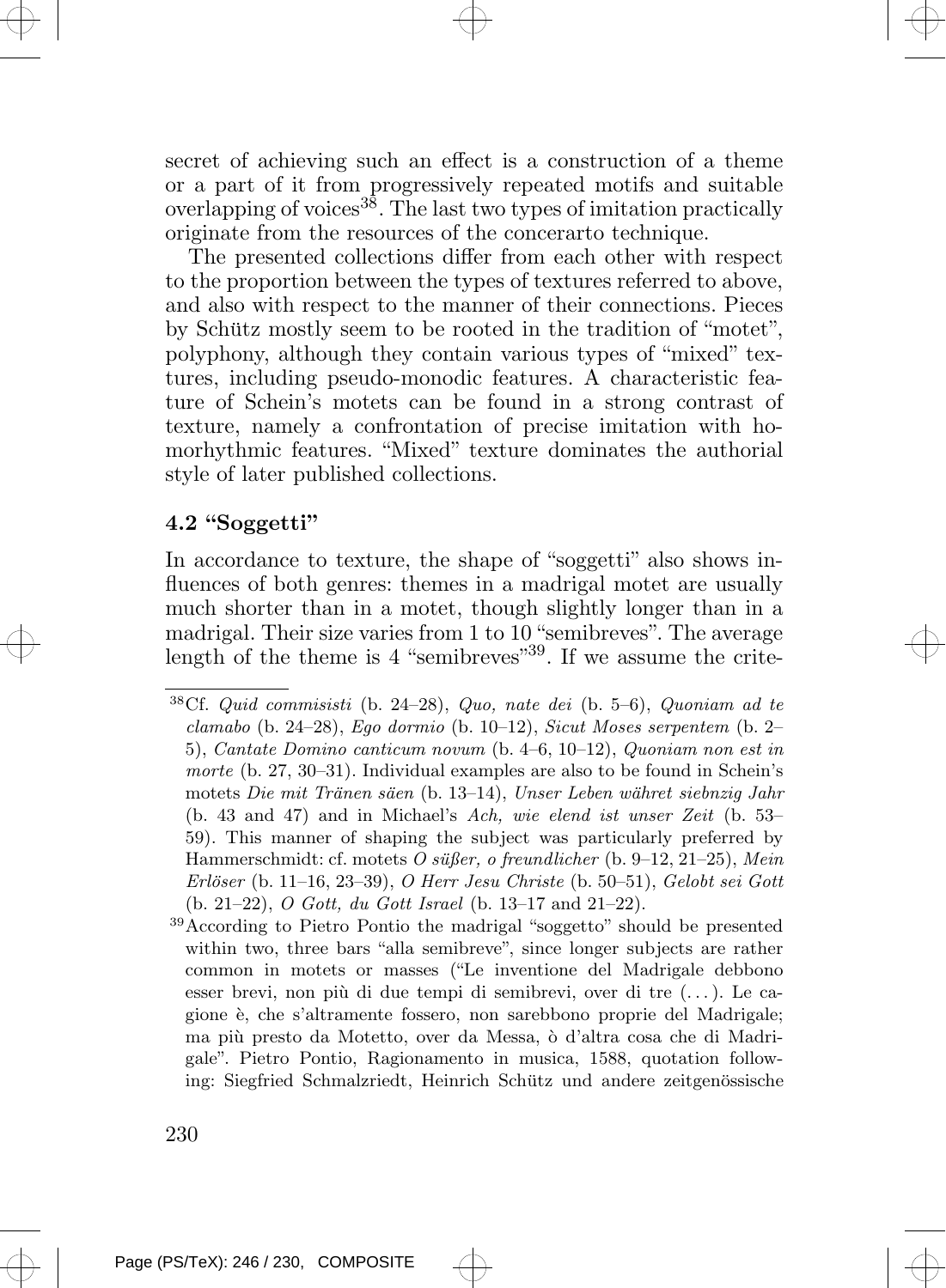secret of achieving such an effect is a construction of a theme or a part of it from progressively repeated motifs and suitable overlapping of voices[38]. The last two types of imitation practically originate from the resources of the concerarto technique.

The presented collections differ from each other with respect to the proportion between the types of textures referred to above, and also with respect to the manner of their connections. Pieces by Schütz mostly seem to be rooted in the tradition of "motet", polyphony, although they contain various types of "mixed" textures, including pseudo-monodic features. A characteristic feature of Schein's motets can be found in a strong contrast of texture, namely a confrontation of precise imitation with homorhythmic features. "Mixed" texture dominates the authorial style of later published collections.

### 4.2 "Soggetti"

In accordance to texture, the shape of "soggetti" also shows influences of both genres: themes in a madrigal motet are usually much shorter than in a motet, though slightly longer than in a madrigal. Their size varies from 1 to 10 "semibreves". The average length of the theme is 4 "semibreves"[39]. If we assume the crite-

---

[38] Cf. *Quid commisisti* (b. 24–28), *Quo, nate dei* (b. 5–6), *Quoniam ad te clamabo* (b. 24–28), *Ego dormio* (b. 10–12), *Sicut Moses serpentem* (b. 2–5), *Cantate Domino canticum novum* (b. 4–6, 10–12), *Quoniam non est in morte* (b. 27, 30–31). Individual examples are also to be found in Schein's motets *Die mit Tränen säen* (b. 13–14), *Unser Leben währet siebnzig Jahr* (b. 43 and 47) and in Michael's *Ach, wie elend ist unser Zeit* (b. 53–59). This manner of shaping the subject was particularly preferred by Hammerschmidt: cf. motets *O süßer, o freundlicher* (b. 9–12, 21–25), *Mein Erlöser* (b. 11–16, 23–39), *O Herr Jesu Christe* (b. 50–51), *Gelobt sei Gott* (b. 21–22), *O Gott, du Gott Israel* (b. 13–17 and 21–22).

[39] According to Pietro Pontio the madrigal "soggetto" should be presented within two, three bars "alla semibreve", since longer subjects are rather common in motets or masses ("Le inventione del Madrigale debbono esser brevi, non più di due tempi di semibrevi, over di tre (...). Le cagione è, che s'altramente fossero, non sarebbono proprie del Madrigale; ma più presto da Motetto, over da Messa, ò d'altra cosa che di Madrigale". Pietro Pontio, Ragionamento in musica, 1588, quotation following: Siegfried Schmalzriedt, Heinrich Schütz und andere zeitgenössische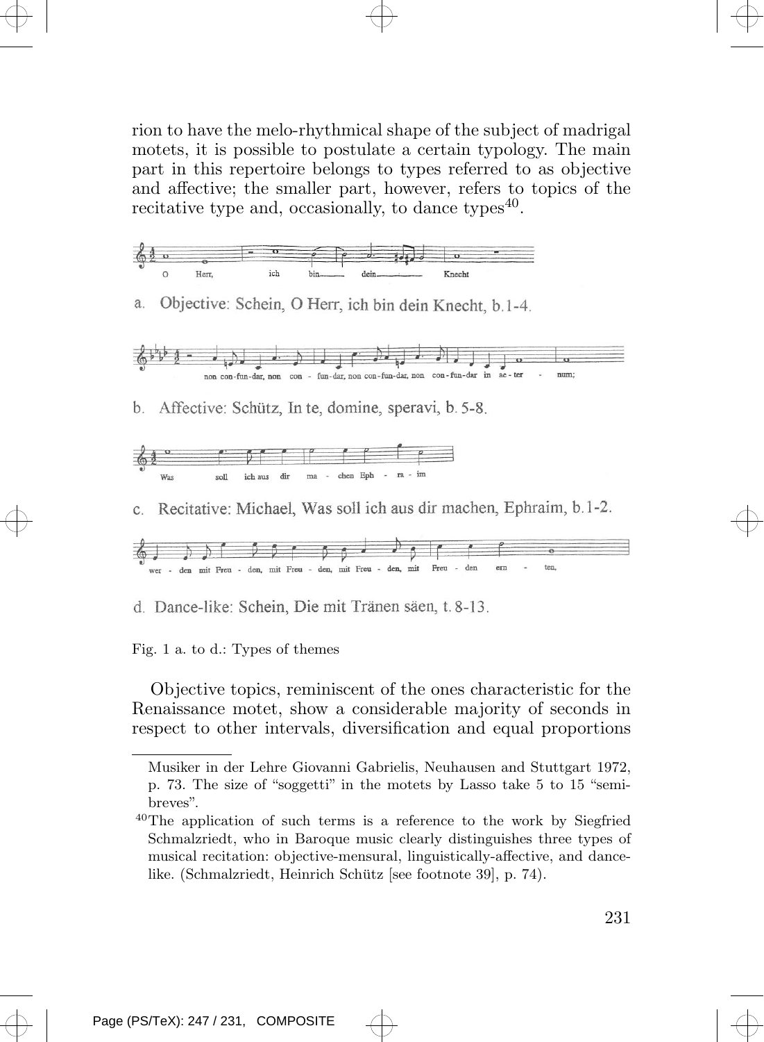rion to have the melo-rhythmical shape of the subject of madrigal motets, it is possible to postulate a certain typology. The main part in this repertoire belongs to types referred to as objective and affective; the smaller part, however, refers to topics of the recitative type and, occasionally, to dance types[40].

a. Objective: Schein, O Herr, ich bin dein Knecht, b.1-4.

b. Affective: Schütz, In te, domine, speravi, b. 5-8.

c. Recitative: Michael, Was soll ich aus dir machen, Ephraim, b.1-2.

d. Dance-like: Schein, Die mit Tränen säen, t. 8-13.

Fig. 1 a. to d.: Types of themes

Objective topics, reminiscent of the ones characteristic for the Renaissance motet, show a considerable majority of seconds in respect to other intervals, diversification and equal proportions

---

Musiker in der Lehre Giovanni Gabrielis, Neuhausen and Stuttgart 1972, p. 73. The size of "soggetti" in the motets by Lasso take 5 to 15 "semibreves".

[40] The application of such terms is a reference to the work by Siegfried Schmalzriedt, who in Baroque music clearly distinguishes three types of musical recitation: objective-mensural, linguistically-affective, and dance-like. (Schmalzriedt, Heinrich Schütz [see footnote 39], p. 74).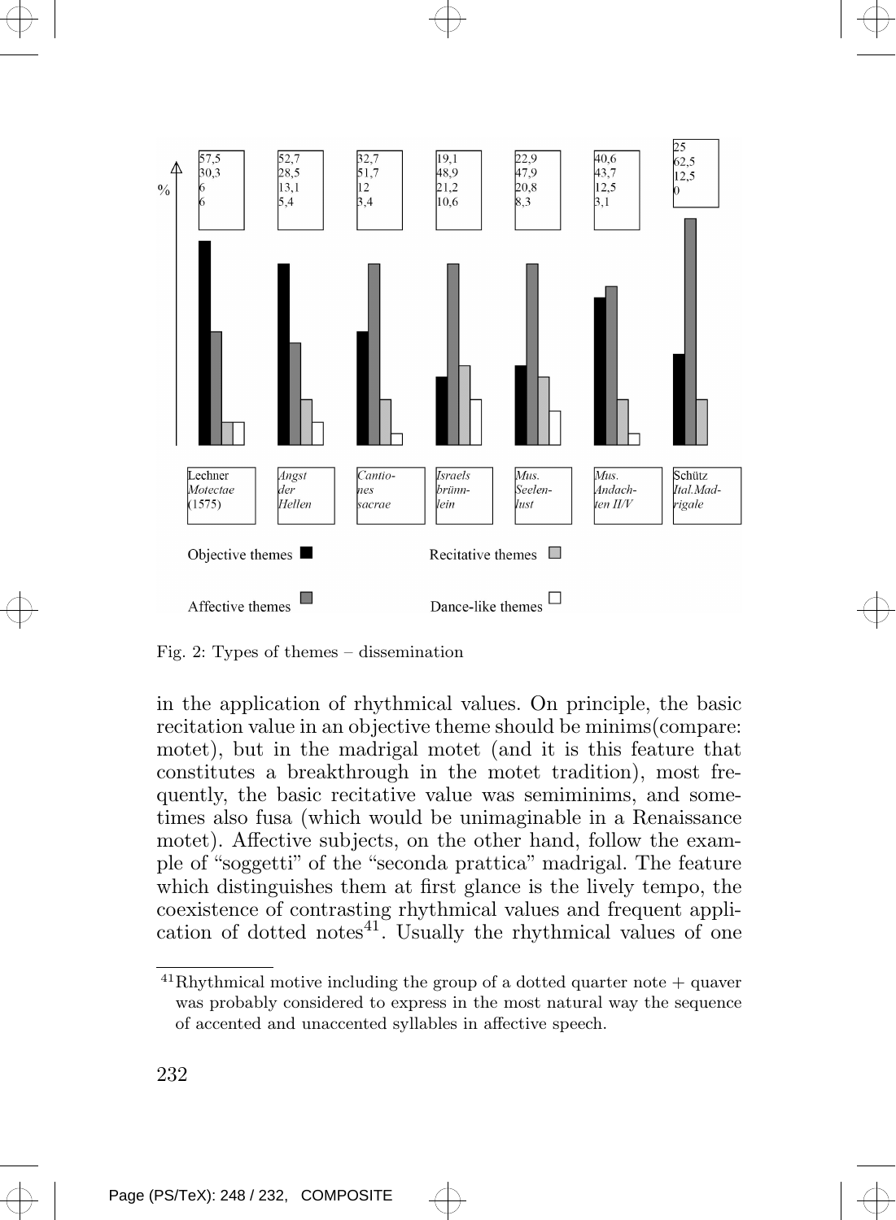%

57,5
30,3
6
6

52,7
28,5
13,1
5,4

32,7
51,7
12
3,4

19,1
48,9
21,2
10,6

22,9
47,9
20,8
8,3

40,6
43,7
12,5
3,1

25
62,5
12,5
0

Lechner *Motectae* (1575)

*Angst der Hellen*

*Cantiones sacrae*

*Israels brünnlein*

*Mus. Seelenlust*

*Mus. Andachten II/V*

Schütz *Ital.Madrigale*

Objective themes

Recitative themes

Affective themes

Dance-like themes

Fig. 2: Types of themes – dissemination

in the application of rhythmical values. On principle, the basic recitation value in an objective theme should be minims(compare: motet), but in the madrigal motet (and it is this feature that constitutes a breakthrough in the motet tradition), most frequently, the basic recitative value was semiminims, and sometimes also fusa (which would be unimaginable in a Renaissance motet). Affective subjects, on the other hand, follow the example of "soggetti" of the "seconda prattica" madrigal. The feature which distinguishes them at first glance is the lively tempo, the coexistence of contrasting rhythmical values and frequent application of dotted notes[41]. Usually the rhythmical values of one

[41] Rhythmical motive including the group of a dotted quarter note + quaver was probably considered to express in the most natural way the sequence of accented and unaccented syllables in affective speech.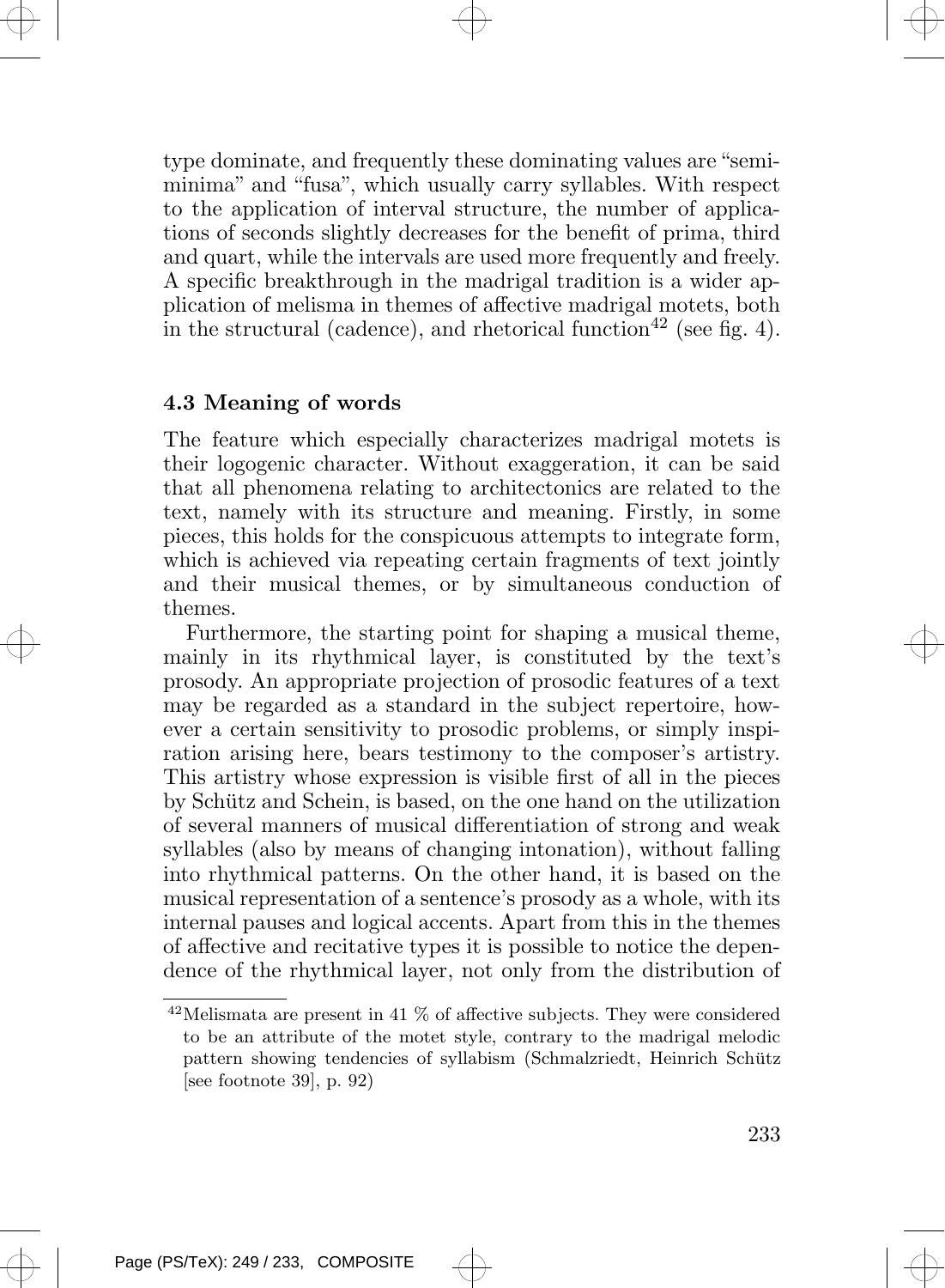type dominate, and frequently these dominating values are "semiminima" and "fusa", which usually carry syllables. With respect to the application of interval structure, the number of applications of seconds slightly decreases for the benefit of prima, third and quart, while the intervals are used more frequently and freely. A specific breakthrough in the madrigal tradition is a wider application of melisma in themes of affective madrigal motets, both in the structural (cadence), and rhetorical function[42] (see fig. 4).

### 4.3 Meaning of words

The feature which especially characterizes madrigal motets is their logogenic character. Without exaggeration, it can be said that all phenomena relating to architectonics are related to the text, namely with its structure and meaning. Firstly, in some pieces, this holds for the conspicuous attempts to integrate form, which is achieved via repeating certain fragments of text jointly and their musical themes, or by simultaneous conduction of themes.

Furthermore, the starting point for shaping a musical theme, mainly in its rhythmical layer, is constituted by the text's prosody. An appropriate projection of prosodic features of a text may be regarded as a standard in the subject repertoire, however a certain sensitivity to prosodic problems, or simply inspiration arising here, bears testimony to the composer's artistry. This artistry whose expression is visible first of all in the pieces by Schütz and Schein, is based, on the one hand on the utilization of several manners of musical differentiation of strong and weak syllables (also by means of changing intonation), without falling into rhythmical patterns. On the other hand, it is based on the musical representation of a sentence's prosody as a whole, with its internal pauses and logical accents. Apart from this in the themes of affective and recitative types it is possible to notice the dependence of the rhythmical layer, not only from the distribution of

[42] Melismata are present in 41 % of affective subjects. They were considered to be an attribute of the motet style, contrary to the madrigal melodic pattern showing tendencies of syllabism (Schmalzriedt, Heinrich Schütz [see footnote 39], p. 92)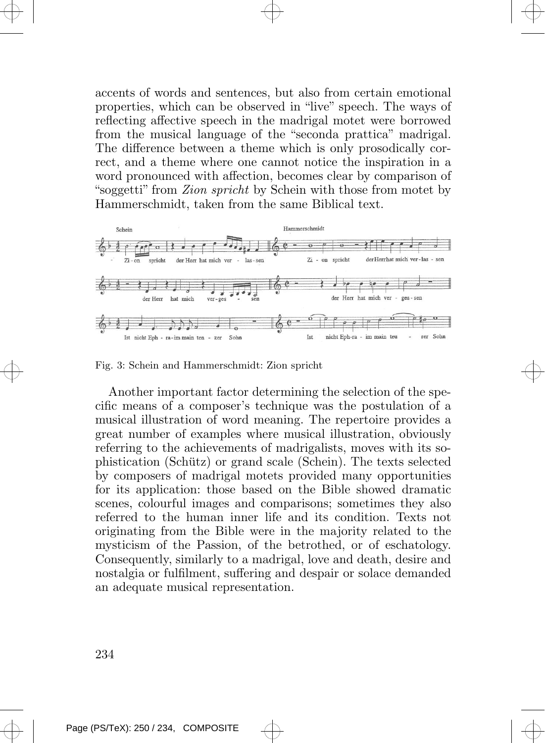accents of words and sentences, but also from certain emotional properties, which can be observed in "live" speech. The ways of reflecting affective speech in the madrigal motet were borrowed from the musical language of the "seconda prattica" madrigal. The difference between a theme which is only prosodically correct, and a theme where one cannot notice the inspiration in a word pronounced with affection, becomes clear by comparison of "soggetti" from *Zion spricht* by Schein with those from motet by Hammerschmidt, taken from the same Biblical text.

Schein

Zi - on spricht der Herr hat mich ver - las - sen

der Herr hat mich ver - ges - sen

Ist nicht Eph - ra - im main ten - zer Sohn

Hammerschmidt

Zi - on spricht der Herr hat mich ver - las - sen

der Herr hat mich ver - ges - sen

Ist nicht Eph-ra - im main teu - rer Sohn

Fig. 3: Schein and Hammerschmidt: Zion spricht

Another important factor determining the selection of the specific means of a composer's technique was the postulation of a musical illustration of word meaning. The repertoire provides a great number of examples where musical illustration, obviously referring to the achievements of madrigalists, moves with its sophistication (Schütz) or grand scale (Schein). The texts selected by composers of madrigal motets provided many opportunities for its application: those based on the Bible showed dramatic scenes, colourful images and comparisons; sometimes they also referred to the human inner life and its condition. Texts not originating from the Bible were in the majority related to the mysticism of the Passion, of the betrothed, or of eschatology. Consequently, similarly to a madrigal, love and death, desire and nostalgia or fulfilment, suffering and despair or solace demanded an adequate musical representation.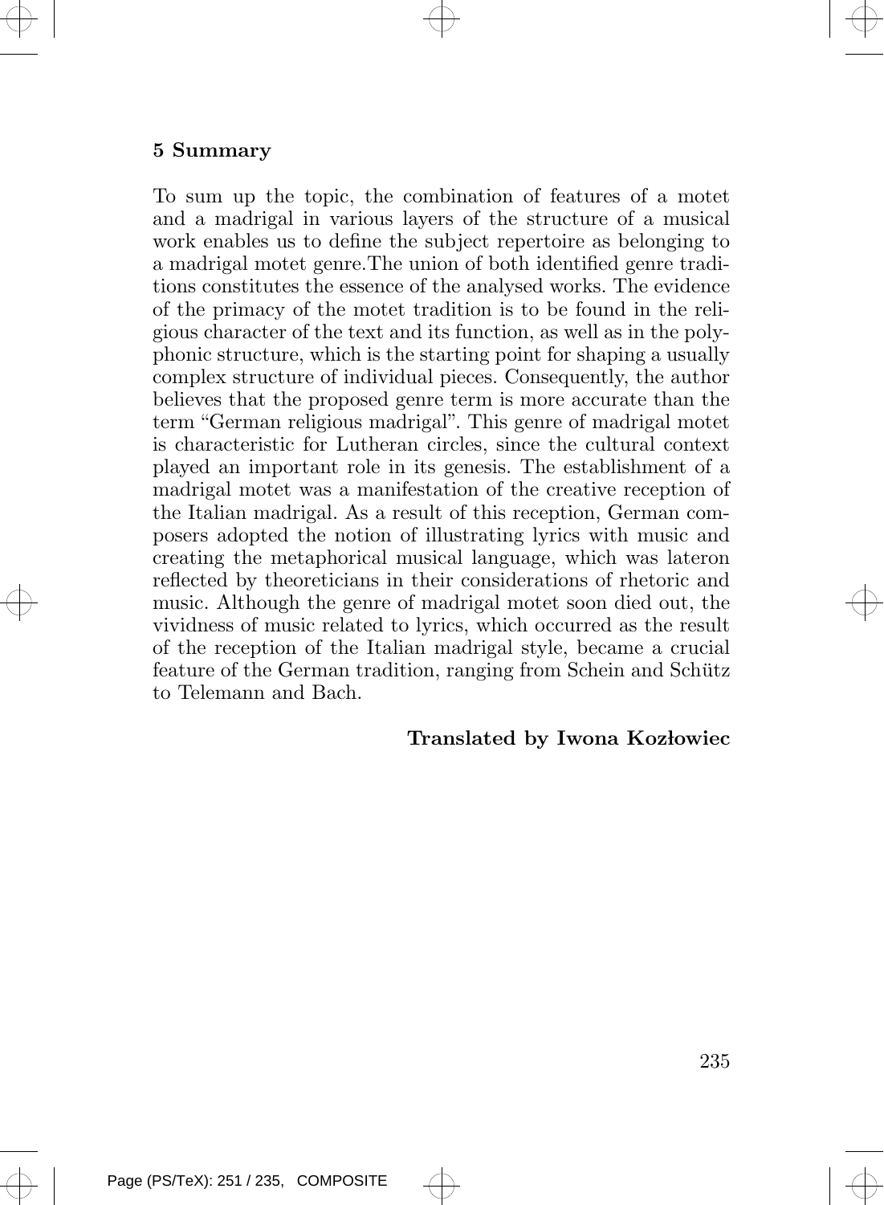## 5 Summary

To sum up the topic, the combination of features of a motet and a madrigal in various layers of the structure of a musical work enables us to define the subject repertoire as belonging to a madrigal motet genre.The union of both identified genre traditions constitutes the essence of the analysed works. The evidence of the primacy of the motet tradition is to be found in the religious character of the text and its function, as well as in the polyphonic structure, which is the starting point for shaping a usually complex structure of individual pieces. Consequently, the author believes that the proposed genre term is more accurate than the term "German religious madrigal". This genre of madrigal motet is characteristic for Lutheran circles, since the cultural context played an important role in its genesis. The establishment of a madrigal motet was a manifestation of the creative reception of the Italian madrigal. As a result of this reception, German composers adopted the notion of illustrating lyrics with music and creating the metaphorical musical language, which was lateron reflected by theoreticians in their considerations of rhetoric and music. Although the genre of madrigal motet soon died out, the vividness of music related to lyrics, which occurred as the result of the reception of the Italian madrigal style, became a crucial feature of the German tradition, ranging from Schein and Schütz to Telemann and Bach.

**Translated by Iwona Kozłowiec**